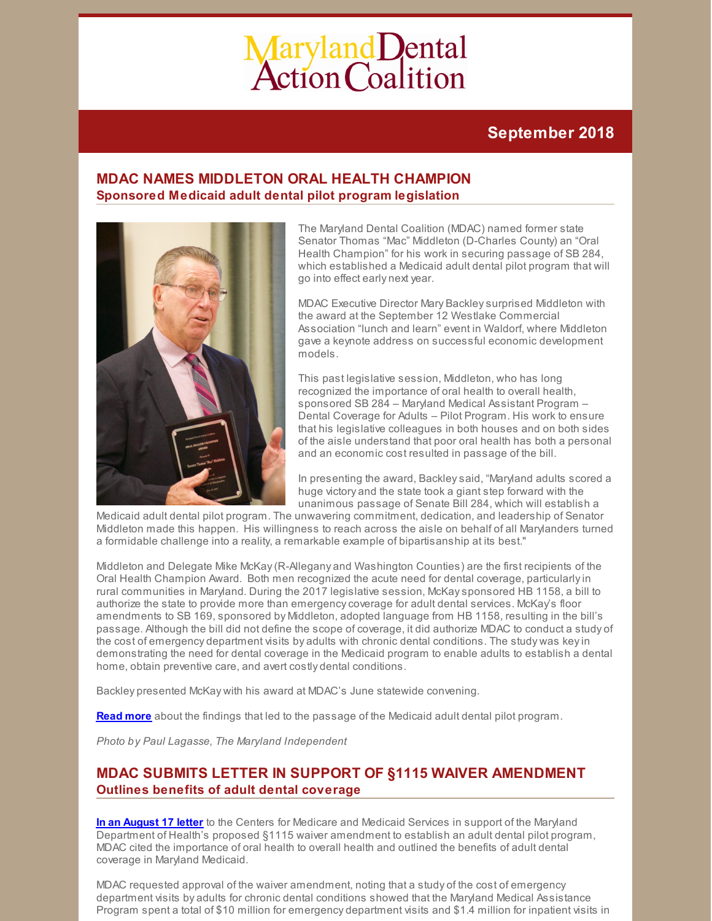# Maryland Dental Action Coalition

## September 2018

## MDAC NAMES MIDDLETON ORAL HEALTH CHAMPION

### Sponsored Medicaid adult dental pilot program legislation

The Maryland Dental Coalition (MDAC) named former state Senator Thomas "Mac" Middleton (D-Charles County) an "Oral Health Champion" for his work in securing passage of SB 284, which established a Medicaid adult dental pilot program that will go into effect early next year.

MDAC Executive Director Mary Backley surprised Middleton with the award at the September 12 Westlake Commercial Association "lunch and learn" event in Waldorf, where Middleton gave a keynote address on successful economic development models.

This past legislative session, Middleton, who has long recognized the importance of oral health to overall health, sponsored SB 284 – Maryland Medical Assistant Program – Dental Coverage for Adults – Pilot Program. His work to ensure that his legislative colleagues in both houses and on both sides of the aisle understand that poor oral health has both a personal and an economic cost resulted in passage of the bill.

In presenting the award, Backley said, "Maryland adults scored a huge victory and the state took a giant step forward with the unanimous passage of Senate Bill 284, which will establish a Medicaid adult dental pilot program. The unwavering commitment, dedication, and leadership of Senator Middleton made this happen. His willingness to reach across the aisle on behalf of all Marylanders turned a formidable challenge into a reality, a remarkable example of bipartisanship at its best."

Middleton and Delegate Mike McKay (R-Allegany and Washington Counties) are the first recipients of the Oral Health Champion Award. Both men recognized the acute need for dental coverage, particularly in rural communities in Maryland. During the 2017 legislative session, McKay sponsored HB 1158, a bill to authorize the state to provide more than emergency coverage for adult dental services. McKay's floor amendments to SB 169, sponsored by Middleton, adopted language from HB 1158, resulting in the bill's passage. Although the bill did not define the scope of coverage, it did authorize MDAC to conduct a study of the cost of emergency department visits by adults with chronic dental conditions. The study was key in demonstrating the need for dental coverage in the Medicaid program to enable adults to establish a dental home, obtain preventive care, and avert costly dental conditions.

Backley presented McKay with his award at MDAC's June statewide convening.

**Read more** about the findings that led to the passage of the Medicaid adult dental pilot program.

*Photo by Paul Lagasse, The Maryland Independent*

## MDAC SUBMITS LETTER IN SUPPORT OF §1115 WAIVER AMENDMENT

### Outlines benefits of adult dental coverage

**In an August 17 letter** to the Centers for Medicare and Medicaid Services in support of the Maryland Department of Health's proposed §1115 waiver amendment to establish an adult dental pilot program, MDAC cited the importance of oral health to overall health and outlined the benefits of adult dental coverage in Maryland Medicaid.

MDAC requested approval of the waiver amendment, noting that a study of the cost of emergency department visits by adults for chronic dental conditions showed that the Maryland Medical Assistance Program spent a total of $10 million for emergency department visits and $1.4 million for inpatient visits in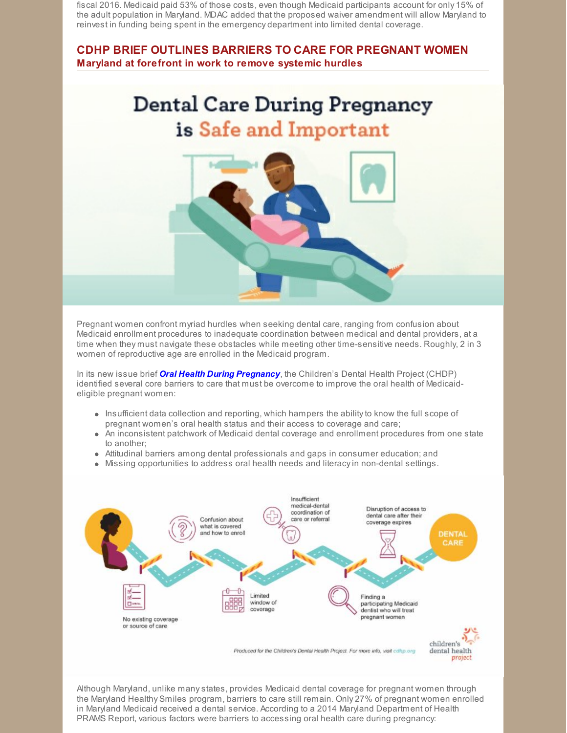fiscal 2016. Medicaid paid 53% of those costs, even though Medicaid participants account for only 15% of the adult population in Maryland. MDAC added that the proposed waiver amendment will allow Maryland to reinvest in funding being spent in the emergency department into limited dental coverage.

## CDHP BRIEF OUTLINES BARRIERS TO CARE FOR PREGNANT WOMEN

### Maryland at forefront in work to remove systemic hurdles

Pregnant women confront myriad hurdles when seeking dental care, ranging from confusion about Medicaid enrollment procedures to inadequate coordination between medical and dental providers, at a time when they must navigate these obstacles while meeting other time-sensitive needs. Roughly, 2 in 3 women of reproductive age are enrolled in the Medicaid program.

In its new issue brief ***Oral Health During Pregnancy***, the Children's Dental Health Project (CHDP) identified several core barriers to care that must be overcome to improve the oral health of Medicaid-eligible pregnant women:

- Insufficient data collection and reporting, which hampers the ability to know the full scope of pregnant women's oral health status and their access to coverage and care;
- An inconsistent patchwork of Medicaid dental coverage and enrollment procedures from one state to another;
- Attitudinal barriers among dental professionals and gaps in consumer education; and
- Missing opportunities to address oral health needs and literacy in non-dental settings.

Although Maryland, unlike many states, provides Medicaid dental coverage for pregnant women through the Maryland Healthy Smiles program, barriers to care still remain. Only 27% of pregnant women enrolled in Maryland Medicaid received a dental service. According to a 2014 Maryland Department of Health PRAMS Report, various factors were barriers to accessing oral health care during pregnancy: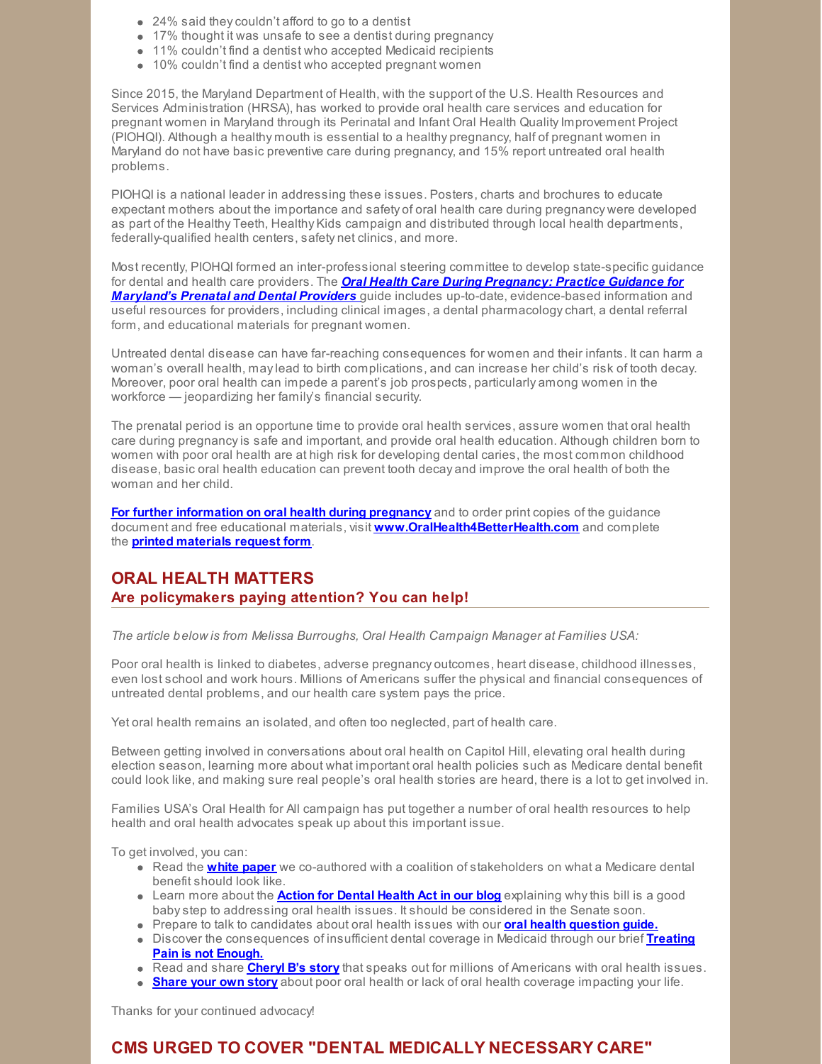- 24% said they couldn't afford to go to a dentist
- 17% thought it was unsafe to see a dentist during pregnancy
- 11% couldn't find a dentist who accepted Medicaid recipients
- 10% couldn't find a dentist who accepted pregnant women

Since 2015, the Maryland Department of Health, with the support of the U.S. Health Resources and Services Administration (HRSA), has worked to provide oral health care services and education for pregnant women in Maryland through its Perinatal and Infant Oral Health Quality Improvement Project (PIOHQI). Although a healthy mouth is essential to a healthy pregnancy, half of pregnant women in Maryland do not have basic preventive care during pregnancy, and 15% report untreated oral health problems.

PIOHQI is a national leader in addressing these issues. Posters, charts and brochures to educate expectant mothers about the importance and safety of oral health care during pregnancy were developed as part of the Healthy Teeth, Healthy Kids campaign and distributed through local health departments, federally-qualified health centers, safety net clinics, and more.

Most recently, PIOHQI formed an inter-professional steering committee to develop state-specific guidance for dental and health care providers. The ***Oral Health Care During Pregnancy: Practice Guidance for Maryland's Prenatal and Dental Providers*** guide includes up-to-date, evidence-based information and useful resources for providers, including clinical images, a dental pharmacology chart, a dental referral form, and educational materials for pregnant women.

Untreated dental disease can have far-reaching consequences for women and their infants. It can harm a woman's overall health, may lead to birth complications, and can increase her child's risk of tooth decay. Moreover, poor oral health can impede a parent's job prospects, particularly among women in the workforce — jeopardizing her family's financial security.

The prenatal period is an opportune time to provide oral health services, assure women that oral health care during pregnancy is safe and important, and provide oral health education. Although children born to women with poor oral health are at high risk for developing dental caries, the most common childhood disease, basic oral health education can prevent tooth decay and improve the oral health of both the woman and her child.

**For further information on oral health during pregnancy** and to order print copies of the guidance document and free educational materials, visit **www.OralHealth4BetterHealth.com** and complete the **printed materials request form**.

## ORAL HEALTH MATTERS

### Are policymakers paying attention? You can help!

*The article below is from Melissa Burroughs, Oral Health Campaign Manager at Families USA:*

Poor oral health is linked to diabetes, adverse pregnancy outcomes, heart disease, childhood illnesses, even lost school and work hours. Millions of Americans suffer the physical and financial consequences of untreated dental problems, and our health care system pays the price.

Yet oral health remains an isolated, and often too neglected, part of health care.

Between getting involved in conversations about oral health on Capitol Hill, elevating oral health during election season, learning more about what important oral health policies such as Medicare dental benefit could look like, and making sure real people's oral health stories are heard, there is a lot to get involved in.

Families USA's Oral Health for All campaign has put together a number of oral health resources to help health and oral health advocates speak up about this important issue.

To get involved, you can:

- Read the **white paper** we co-authored with a coalition of stakeholders on what a Medicare dental benefit should look like.
- Learn more about the **Action for Dental Health Act in our blog** explaining why this bill is a good baby step to addressing oral health issues. It should be considered in the Senate soon.
- Prepare to talk to candidates about oral health issues with our **oral health question guide.**
- Discover the consequences of insufficient dental coverage in Medicaid through our brief **Treating Pain is not Enough.**
- Read and share **Cheryl B's story** that speaks out for millions of Americans with oral health issues.
- **Share your own story** about poor oral health or lack of oral health coverage impacting your life.

Thanks for your continued advocacy!

## CMS URGED TO COVER "DENTAL MEDICALLY NECESSARY CARE"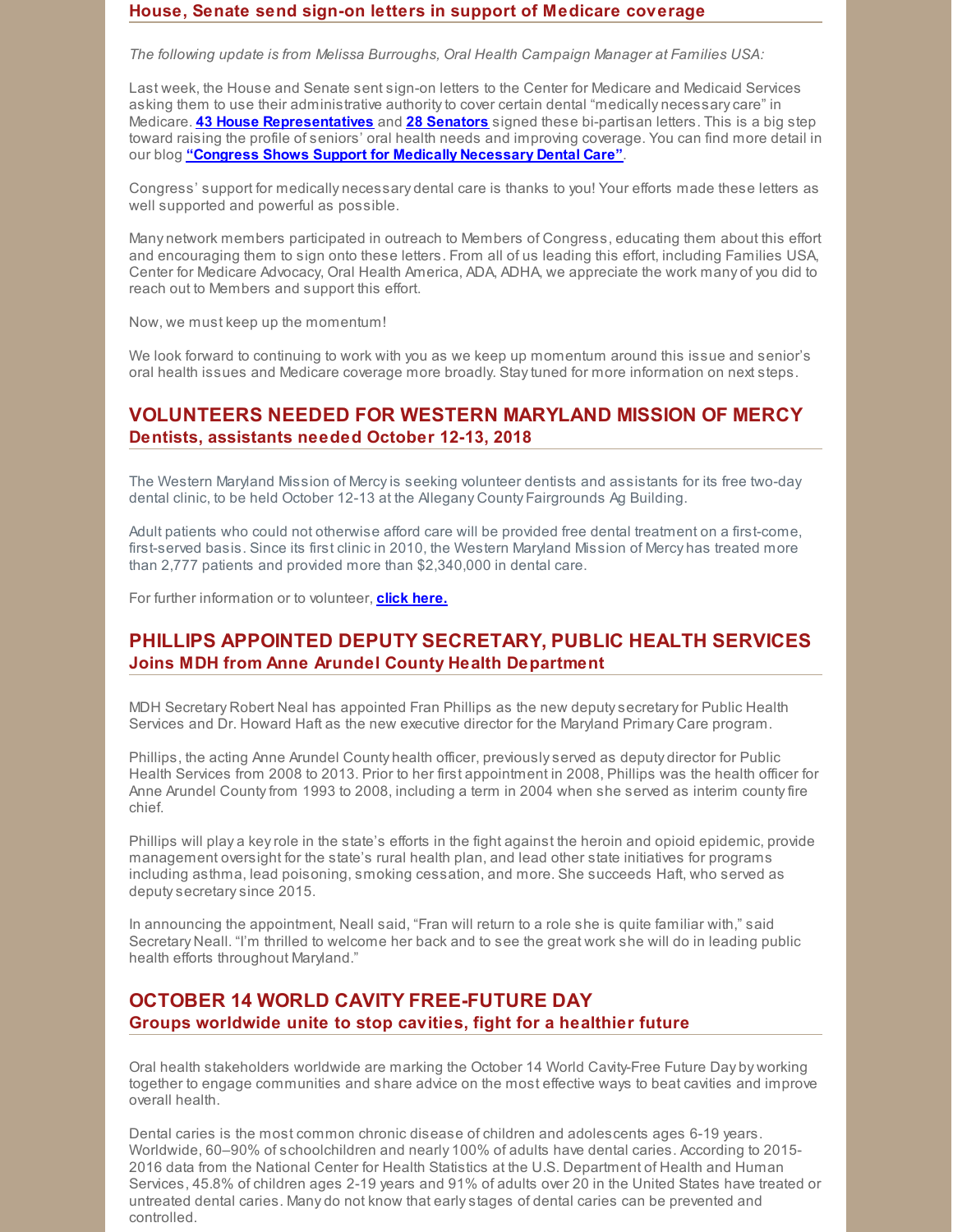## House, Senate send sign-on letters in support of Medicare coverage

*The following update is from Melissa Burroughs, Oral Health Campaign Manager at Families USA:*

Last week, the House and Senate sent sign-on letters to the Center for Medicare and Medicaid Services asking them to use their administrative authority to cover certain dental "medically necessary care" in Medicare. **43 House Representatives** and **28 Senators** signed these bi-partisan letters. This is a big step toward raising the profile of seniors' oral health needs and improving coverage. You can find more detail in our blog **"Congress Shows Support for Medically Necessary Dental Care"**.

Congress' support for medically necessary dental care is thanks to you! Your efforts made these letters as well supported and powerful as possible.

Many network members participated in outreach to Members of Congress, educating them about this effort and encouraging them to sign onto these letters. From all of us leading this effort, including Families USA, Center for Medicare Advocacy, Oral Health America, ADA, ADHA, we appreciate the work many of you did to reach out to Members and support this effort.

Now, we must keep up the momentum!

We look forward to continuing to work with you as we keep up momentum around this issue and senior's oral health issues and Medicare coverage more broadly. Stay tuned for more information on next steps.

## VOLUNTEERS NEEDED FOR WESTERN MARYLAND MISSION OF MERCY

### Dentists, assistants needed October 12-13, 2018

The Western Maryland Mission of Mercy is seeking volunteer dentists and assistants for its free two-day dental clinic, to be held October 12-13 at the Allegany County Fairgrounds Ag Building.

Adult patients who could not otherwise afford care will be provided free dental treatment on a first-come, first-served basis. Since its first clinic in 2010, the Western Maryland Mission of Mercy has treated more than 2,777 patients and provided more than $2,340,000 in dental care.

For further information or to volunteer, **click here.**

## PHILLIPS APPOINTED DEPUTY SECRETARY, PUBLIC HEALTH SERVICES

### Joins MDH from Anne Arundel County Health Department

MDH Secretary Robert Neal has appointed Fran Phillips as the new deputy secretary for Public Health Services and Dr. Howard Haft as the new executive director for the Maryland Primary Care program.

Phillips, the acting Anne Arundel County health officer, previously served as deputy director for Public Health Services from 2008 to 2013. Prior to her first appointment in 2008, Phillips was the health officer for Anne Arundel County from 1993 to 2008, including a term in 2004 when she served as interim county fire chief.

Phillips will play a key role in the state's efforts in the fight against the heroin and opioid epidemic, provide management oversight for the state's rural health plan, and lead other state initiatives for programs including asthma, lead poisoning, smoking cessation, and more. She succeeds Haft, who served as deputy secretary since 2015.

In announcing the appointment, Neall said, "Fran will return to a role she is quite familiar with," said Secretary Neall. "I'm thrilled to welcome her back and to see the great work she will do in leading public health efforts throughout Maryland."

## OCTOBER 14 WORLD CAVITY FREE-FUTURE DAY

### Groups worldwide unite to stop cavities, fight for a healthier future

Oral health stakeholders worldwide are marking the October 14 World Cavity-Free Future Day by working together to engage communities and share advice on the most effective ways to beat cavities and improve overall health.

Dental caries is the most common chronic disease of children and adolescents ages 6-19 years. Worldwide, 60–90% of schoolchildren and nearly 100% of adults have dental caries. According to 2015-2016 data from the National Center for Health Statistics at the U.S. Department of Health and Human Services, 45.8% of children ages 2-19 years and 91% of adults over 20 in the United States have treated or untreated dental caries. Many do not know that early stages of dental caries can be prevented and controlled.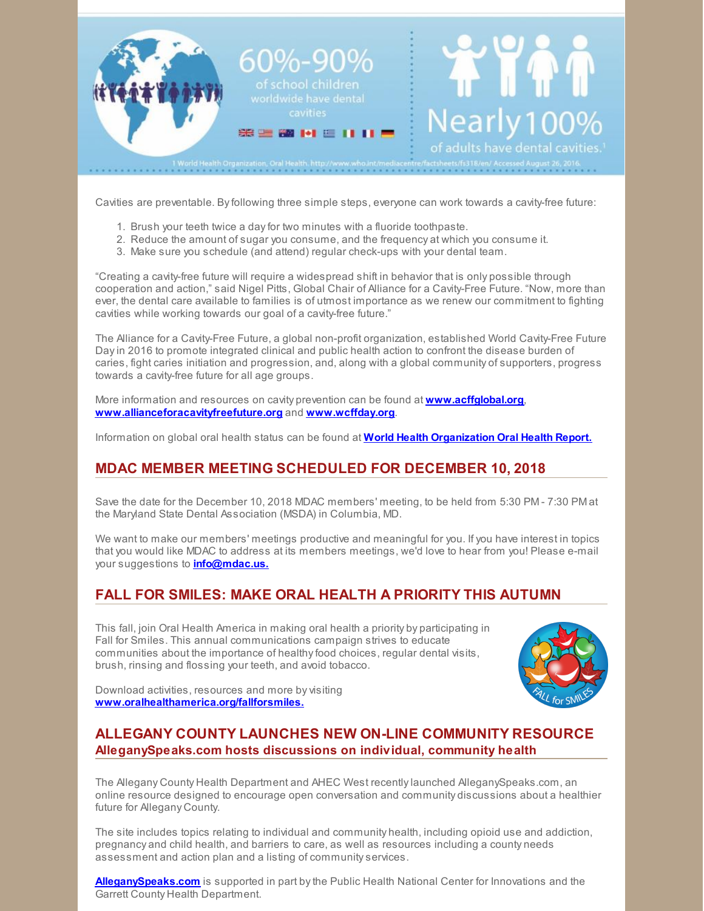60%-90% of school children worldwide have dental cavities

Nearly 100% of adults have dental cavities.[1]

1 World Health Organization, Oral Health. http://www.who.int/mediacentre/factsheets/fs318/en/ Accessed August 26, 2016.

Cavities are preventable. By following three simple steps, everyone can work towards a cavity-free future:

1. Brush your teeth twice a day for two minutes with a fluoride toothpaste.
2. Reduce the amount of sugar you consume, and the frequency at which you consume it.
3. Make sure you schedule (and attend) regular check-ups with your dental team.

"Creating a cavity-free future will require a widespread shift in behavior that is only possible through cooperation and action," said Nigel Pitts, Global Chair of Alliance for a Cavity-Free Future. "Now, more than ever, the dental care available to families is of utmost importance as we renew our commitment to fighting cavities while working towards our goal of a cavity-free future."

The Alliance for a Cavity-Free Future, a global non-profit organization, established World Cavity-Free Future Day in 2016 to promote integrated clinical and public health action to confront the disease burden of caries, fight caries initiation and progression, and, along with a global community of supporters, progress towards a cavity-free future for all age groups.

More information and resources on cavity prevention can be found at **www.acffglobal.org**, **www.allianceforacavityfreefuture.org** and **www.wcffday.org**.

Information on global oral health status can be found at **World Health Organization Oral Health Report.**

## MDAC MEMBER MEETING SCHEDULED FOR DECEMBER 10, 2018

Save the date for the December 10, 2018 MDAC members' meeting, to be held from 5:30 PM - 7:30 PM at the Maryland State Dental Association (MSDA) in Columbia, MD.

We want to make our members' meetings productive and meaningful for you. If you have interest in topics that you would like MDAC to address at its members meetings, we'd love to hear from you! Please e-mail your suggestions to **info@mdac.us.**

## FALL FOR SMILES: MAKE ORAL HEALTH A PRIORITY THIS AUTUMN

This fall, join Oral Health America in making oral health a priority by participating in Fall for Smiles. This annual communications campaign strives to educate communities about the importance of healthy food choices, regular dental visits, brush, rinsing and flossing your teeth, and avoid tobacco.

Download activities, resources and more by visiting **www.oralhealthamerica.org/fallforsmiles.**

## ALLEGANY COUNTY LAUNCHES NEW ON-LINE COMMUNITY RESOURCE

### AlleganySpeaks.com hosts discussions on individual, community health

The Allegany County Health Department and AHEC West recently launched AlleganySpeaks.com, an online resource designed to encourage open conversation and community discussions about a healthier future for Allegany County.

The site includes topics relating to individual and community health, including opioid use and addiction, pregnancy and child health, and barriers to care, as well as resources including a county needs assessment and action plan and a listing of community services.

**AlleganySpeaks.com** is supported in part by the Public Health National Center for Innovations and the Garrett County Health Department.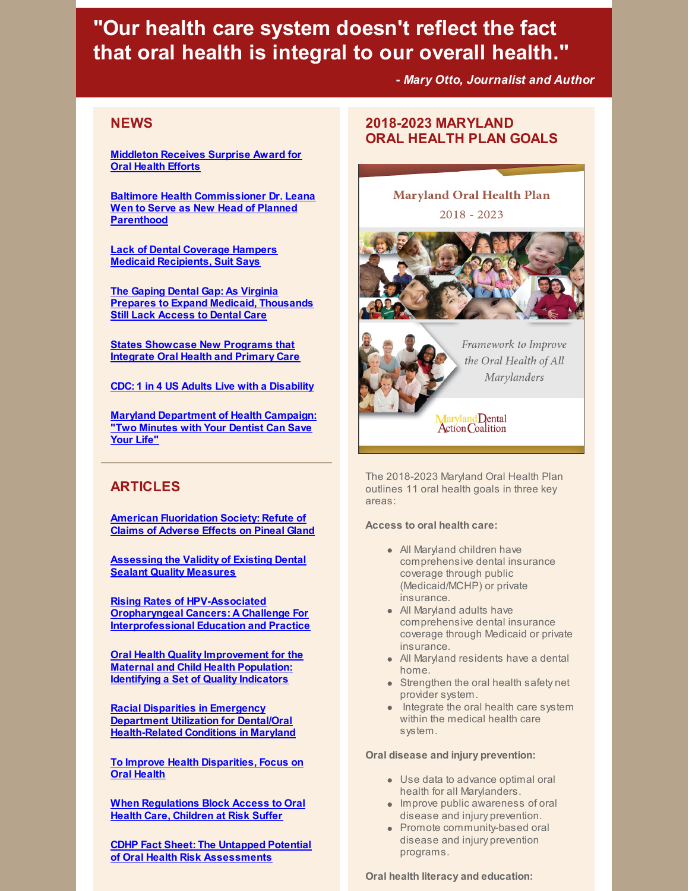# "Our health care system doesn't reflect the fact that oral health is integral to our overall health."

*- Mary Otto, Journalist and Author*

## NEWS

**Middleton Receives Surprise Award for Oral Health Efforts**

**Baltimore Health Commissioner Dr. Leana Wen to Serve as New Head of Planned Parenthood**

**Lack of Dental Coverage Hampers Medicaid Recipients, Suit Says**

**The Gaping Dental Gap: As Virginia Prepares to Expand Medicaid, Thousands Still Lack Access to Dental Care**

**States Showcase New Programs that Integrate Oral Health and Primary Care**

**CDC: 1 in 4 US Adults Live with a Disability**

**Maryland Department of Health Campaign: "Two Minutes with Your Dentist Can Save Your Life"**

## ARTICLES

**American Fluoridation Society: Refute of Claims of Adverse Effects on Pineal Gland**

**Assessing the Validity of Existing Dental Sealant Quality Measures**

**Rising Rates of HPV-Associated Oropharyngeal Cancers: A Challenge For Interprofessional Education and Practice**

**Oral Health Quality Improvement for the Maternal and Child Health Population: Identifying a Set of Quality Indicators**

**Racial Disparities in Emergency Department Utilization for Dental/Oral Health-Related Conditions in Maryland**

**To Improve Health Disparities, Focus on Oral Health**

**When Regulations Block Access to Oral Health Care, Children at Risk Suffer**

**CDHP Fact Sheet: The Untapped Potential of Oral Health Risk Assessments**

## 2018-2023 MARYLAND ORAL HEALTH PLAN GOALS

Maryland Oral Health Plan 2018 - 2023

*Framework to Improve the Oral Health of All Marylanders*

Maryland Dental Action Coalition

The 2018-2023 Maryland Oral Health Plan outlines 11 oral health goals in three key areas:

**Access to oral health care:**

- All Maryland children have comprehensive dental insurance coverage through public (Medicaid/MCHP) or private insurance.
- All Maryland adults have comprehensive dental insurance coverage through Medicaid or private insurance.
- All Maryland residents have a dental home.
- Strengthen the oral health safety net provider system.
- Integrate the oral health care system within the medical health care system.

**Oral disease and injury prevention:**

- Use data to advance optimal oral health for all Marylanders.
- Improve public awareness of oral disease and injury prevention.
- Promote community-based oral disease and injury prevention programs.

**Oral health literacy and education:**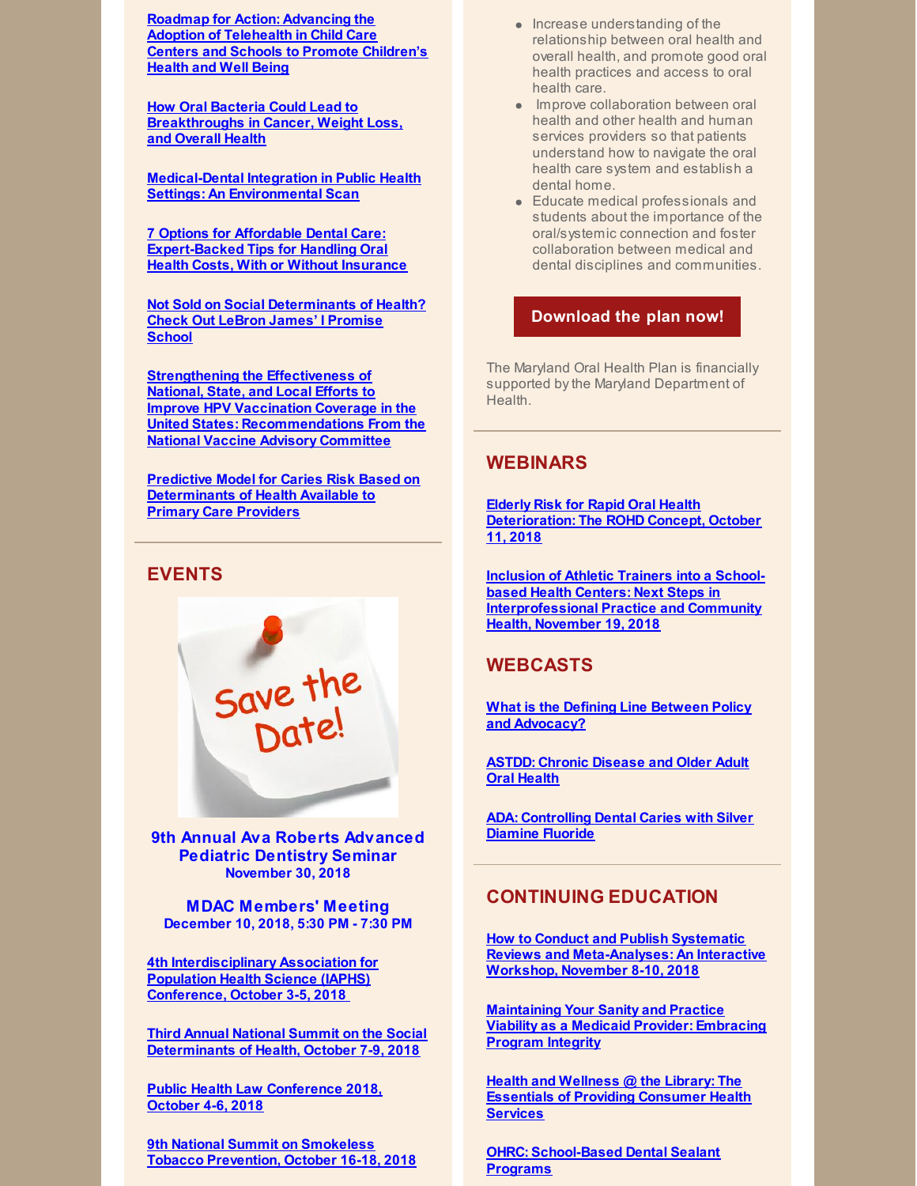Roadmap for Action: Advancing the Adoption of Telehealth in Child Care Centers and Schools to Promote Children's Health and Well Being

How Oral Bacteria Could Lead to Breakthroughs in Cancer, Weight Loss, and Overall Health

Medical-Dental Integration in Public Health Settings: An Environmental Scan

7 Options for Affordable Dental Care: Expert-Backed Tips for Handling Oral Health Costs, With or Without Insurance

Not Sold on Social Determinants of Health? Check Out LeBron James' I Promise School

Strengthening the Effectiveness of National, State, and Local Efforts to Improve HPV Vaccination Coverage in the United States: Recommendations From the National Vaccine Advisory Committee

Predictive Model for Caries Risk Based on Determinants of Health Available to Primary Care Providers

## EVENTS

Save the Date!

**9th Annual Ava Roberts Advanced Pediatric Dentistry Seminar**
**November 30, 2018**

**MDAC Members' Meeting**
**December 10, 2018, 5:30 PM - 7:30 PM**

4th Interdisciplinary Association for Population Health Science (IAPHS) Conference, October 3-5, 2018

Third Annual National Summit on the Social Determinants of Health, October 7-9, 2018

Public Health Law Conference 2018, October 4-6, 2018

9th National Summit on Smokeless Tobacco Prevention, October 16-18, 2018

- Increase understanding of the relationship between oral health and overall health, and promote good oral health practices and access to oral health care.
- Improve collaboration between oral health and other health and human services providers so that patients understand how to navigate the oral health care system and establish a dental home.
- Educate medical professionals and students about the importance of the oral/systemic connection and foster collaboration between medical and dental disciplines and communities.

**Download the plan now!**

The Maryland Oral Health Plan is financially supported by the Maryland Department of Health.

## WEBINARS

Elderly Risk for Rapid Oral Health Deterioration: The ROHD Concept, October 11, 2018

Inclusion of Athletic Trainers into a School-based Health Centers: Next Steps in Interprofessional Practice and Community Health, November 19, 2018

## WEBCASTS

What is the Defining Line Between Policy and Advocacy?

ASTDD: Chronic Disease and Older Adult Oral Health

ADA: Controlling Dental Caries with Silver Diamine Fluoride

## CONTINUING EDUCATION

How to Conduct and Publish Systematic Reviews and Meta-Analyses: An Interactive Workshop, November 8-10, 2018

Maintaining Your Sanity and Practice Viability as a Medicaid Provider: Embracing Program Integrity

Health and Wellness @ the Library: The Essentials of Providing Consumer Health Services

OHRC: School-Based Dental Sealant Programs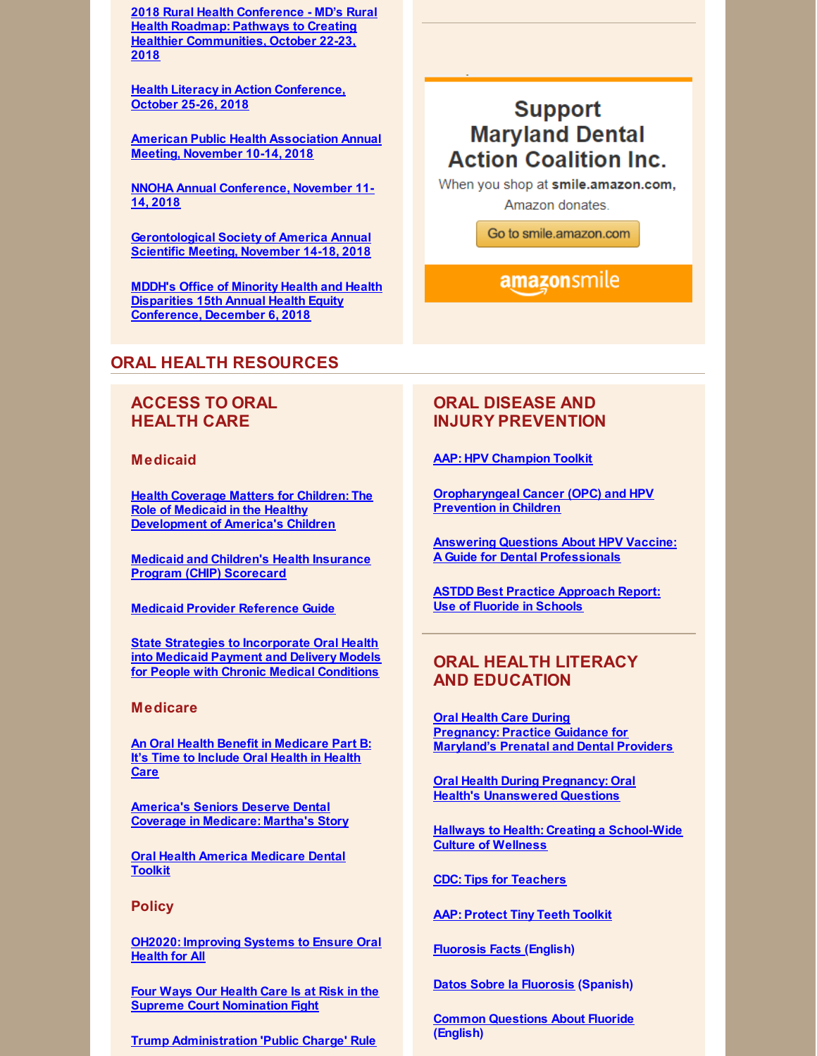2018 Rural Health Conference - MD's Rural Health Roadmap: Pathways to Creating Healthier Communities, October 22-23, 2018

Health Literacy in Action Conference, October 25-26, 2018

American Public Health Association Annual Meeting, November 10-14, 2018

NNOHA Annual Conference, November 11-14, 2018

Gerontological Society of America Annual Scientific Meeting, November 14-18, 2018

MDDH's Office of Minority Health and Health Disparities 15th Annual Health Equity Conference, December 6, 2018

**Support Maryland Dental Action Coalition Inc.**

When you shop at **smile.amazon.com,** Amazon donates.

Go to smile.amazon.com

amazonsmile

## ORAL HEALTH RESOURCES

### ACCESS TO ORAL HEALTH CARE

#### Medicaid

Health Coverage Matters for Children: The Role of Medicaid in the Healthy Development of America's Children

Medicaid and Children's Health Insurance Program (CHIP) Scorecard

Medicaid Provider Reference Guide

State Strategies to Incorporate Oral Health into Medicaid Payment and Delivery Models for People with Chronic Medical Conditions

#### Medicare

An Oral Health Benefit in Medicare Part B: It's Time to Include Oral Health in Health Care

America's Seniors Deserve Dental Coverage in Medicare: Martha's Story

Oral Health America Medicare Dental Toolkit

#### Policy

OH2020: Improving Systems to Ensure Oral Health for All

Four Ways Our Health Care Is at Risk in the Supreme Court Nomination Fight

Trump Administration 'Public Charge' Rule

### ORAL DISEASE AND INJURY PREVENTION

AAP: HPV Champion Toolkit

Oropharyngeal Cancer (OPC) and HPV Prevention in Children

Answering Questions About HPV Vaccine: A Guide for Dental Professionals

ASTDD Best Practice Approach Report: Use of Fluoride in Schools

### ORAL HEALTH LITERACY AND EDUCATION

Oral Health Care During Pregnancy: Practice Guidance for Maryland's Prenatal and Dental Providers

Oral Health During Pregnancy: Oral Health's Unanswered Questions

Hallways to Health: Creating a School-Wide Culture of Wellness

CDC: Tips for Teachers

AAP: Protect Tiny Teeth Toolkit

Fluorosis Facts (English)

Datos Sobre la Fluorosis (Spanish)

Common Questions About Fluoride (English)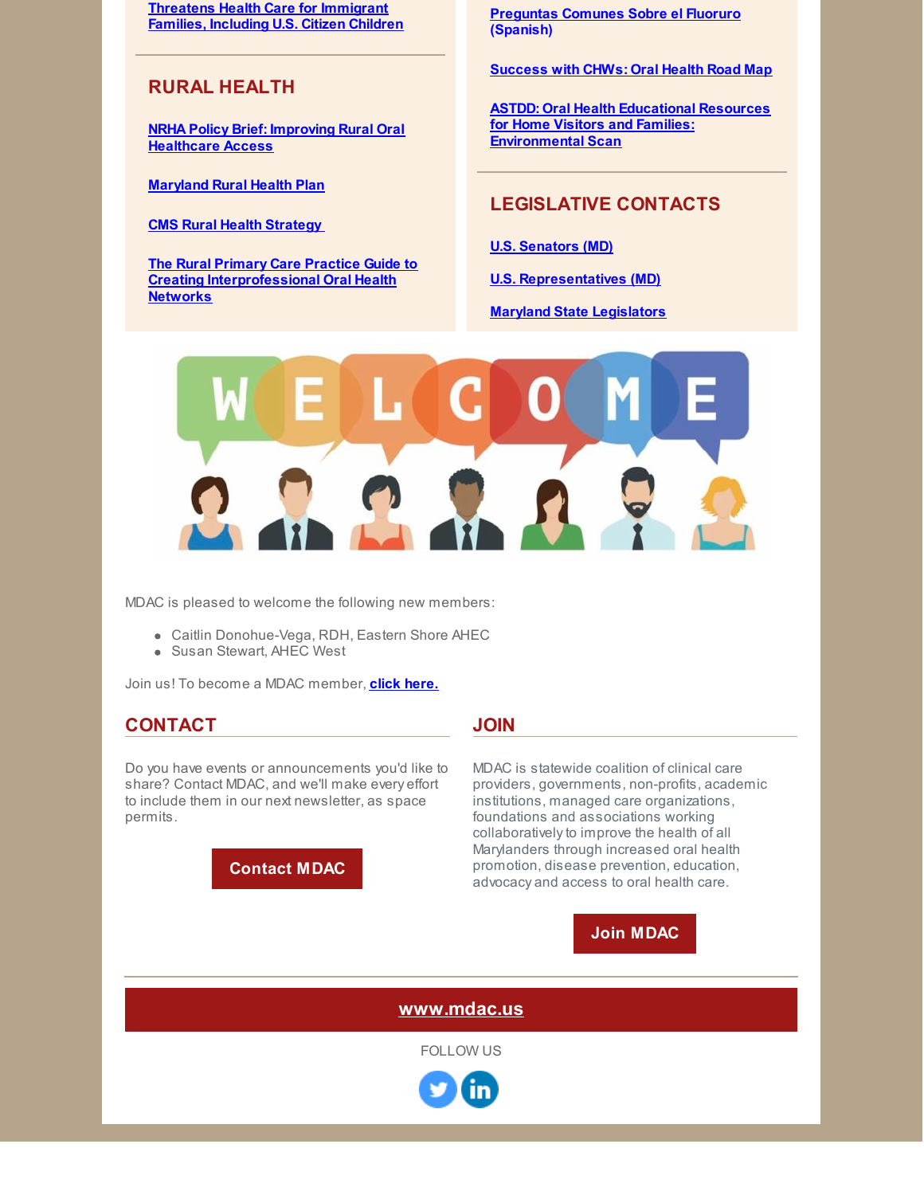Threatens Health Care for Immigrant Families, Including U.S. Citizen Children

## RURAL HEALTH

NRHA Policy Brief: Improving Rural Oral Healthcare Access

Maryland Rural Health Plan

CMS Rural Health Strategy

The Rural Primary Care Practice Guide to Creating Interprofessional Oral Health Networks

Preguntas Comunes Sobre el Fluoruro (Spanish)

Success with CHWs: Oral Health Road Map

ASTDD: Oral Health Educational Resources for Home Visitors and Families: Environmental Scan

## LEGISLATIVE CONTACTS

U.S. Senators (MD)

U.S. Representatives (MD)

Maryland State Legislators

MDAC is pleased to welcome the following new members:

- Caitlin Donohue-Vega, RDH, Eastern Shore AHEC
- Susan Stewart, AHEC West

Join us! To become a MDAC member, **click here.**

## CONTACT

Do you have events or announcements you'd like to share? Contact MDAC, and we'll make every effort to include them in our next newsletter, as space permits.

**Contact MDAC**

## JOIN

MDAC is statewide coalition of clinical care providers, governments, non-profits, academic institutions, managed care organizations, foundations and associations working collaboratively to improve the health of all Marylanders through increased oral health promotion, disease prevention, education, advocacy and access to oral health care.

**Join MDAC**

**www.mdac.us**

FOLLOW US